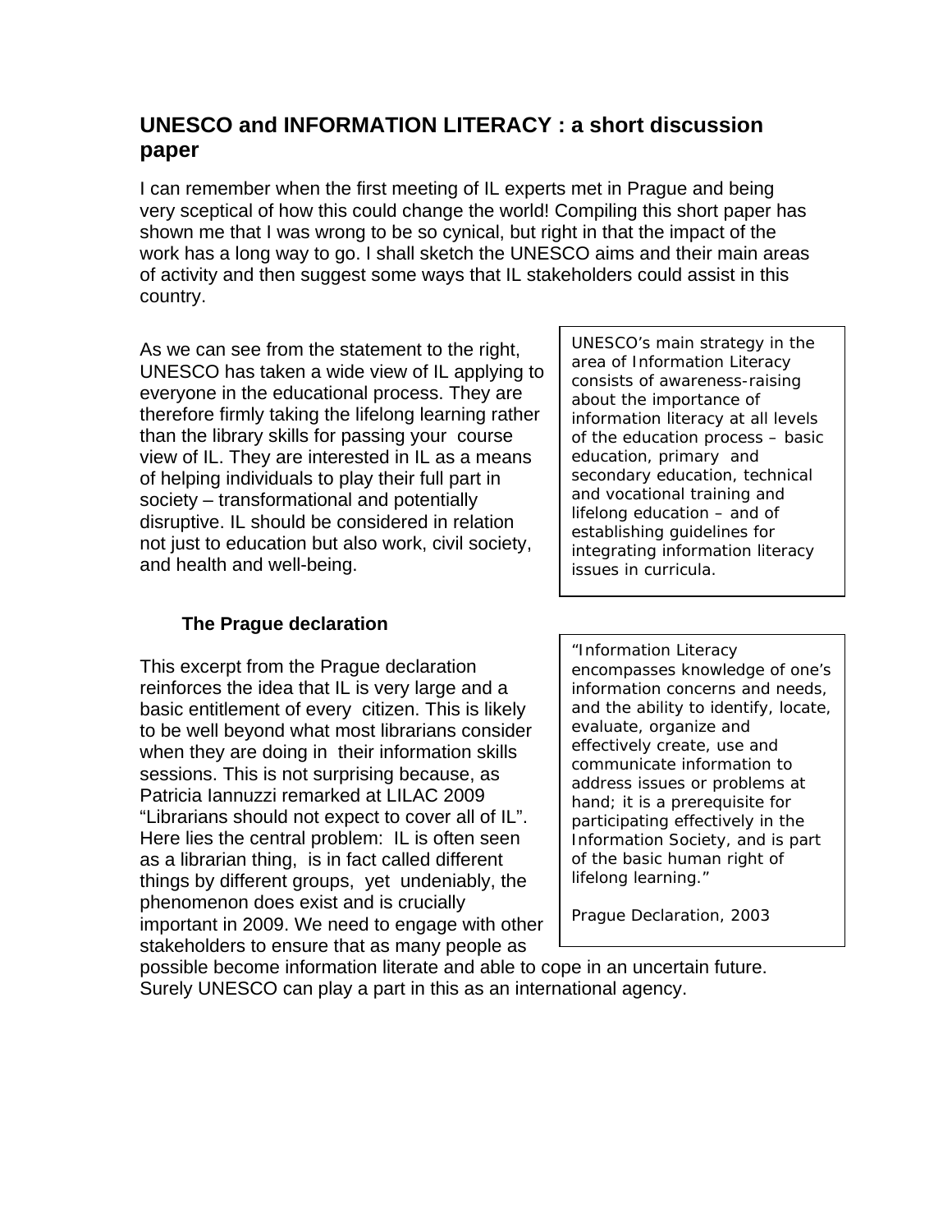# UNESCO and INFORMATION LITERACY : a short discussion paper

I can remember when the first meeting of IL experts met in Prague and being very sceptical of how this could change the world! Compiling this short paper has shown me that I was wrong to be so cynical, but right in that the impact of the work has a long way to go. I shall sketch the UNESCO aims and their main areas of activity and then suggest some ways that IL stakeholders could assist in this country.

As we can see from the statement to the right, UNESCO has taken a wide view of IL applying to everyone in the educational process. They are therefore firmly taking the lifelong learning rather than the library skills for passing your course view of IL. They are interested in IL as a means of helping individuals to play their full part in society – transformational and potentially disruptive. IL should be considered in relation not just to education but also work, civil society, and health and well-being.

> UNESCO's main strategy in the area of Information Literacy consists of awareness-raising about the importance of information literacy at all levels of the education process – basic education, primary and secondary education, technical and vocational training and lifelong education – and of establishing guidelines for integrating information literacy issues in curricula.

### The Prague declaration

This excerpt from the Prague declaration reinforces the idea that IL is very large and a basic entitlement of every citizen. This is likely to be well beyond what most librarians consider when they are doing in their information skills sessions. This is not surprising because, as Patricia Iannuzzi remarked at LILAC 2009 "Librarians should not expect to cover all of IL". Here lies the central problem: IL is often seen as a librarian thing, is in fact called different things by different groups, yet undeniably, the phenomenon does exist and is crucially important in 2009. We need to engage with other stakeholders to ensure that as many people as possible become information literate and able to cope in an uncertain future. Surely UNESCO can play a part in this as an international agency.

> "Information Literacy encompasses knowledge of one's information concerns and needs, and the ability to identify, locate, evaluate, organize and effectively create, use and communicate information to address issues or problems at hand; it is a prerequisite for participating effectively in the Information Society, and is part of the basic human right of lifelong learning."
>
> Prague Declaration, 2003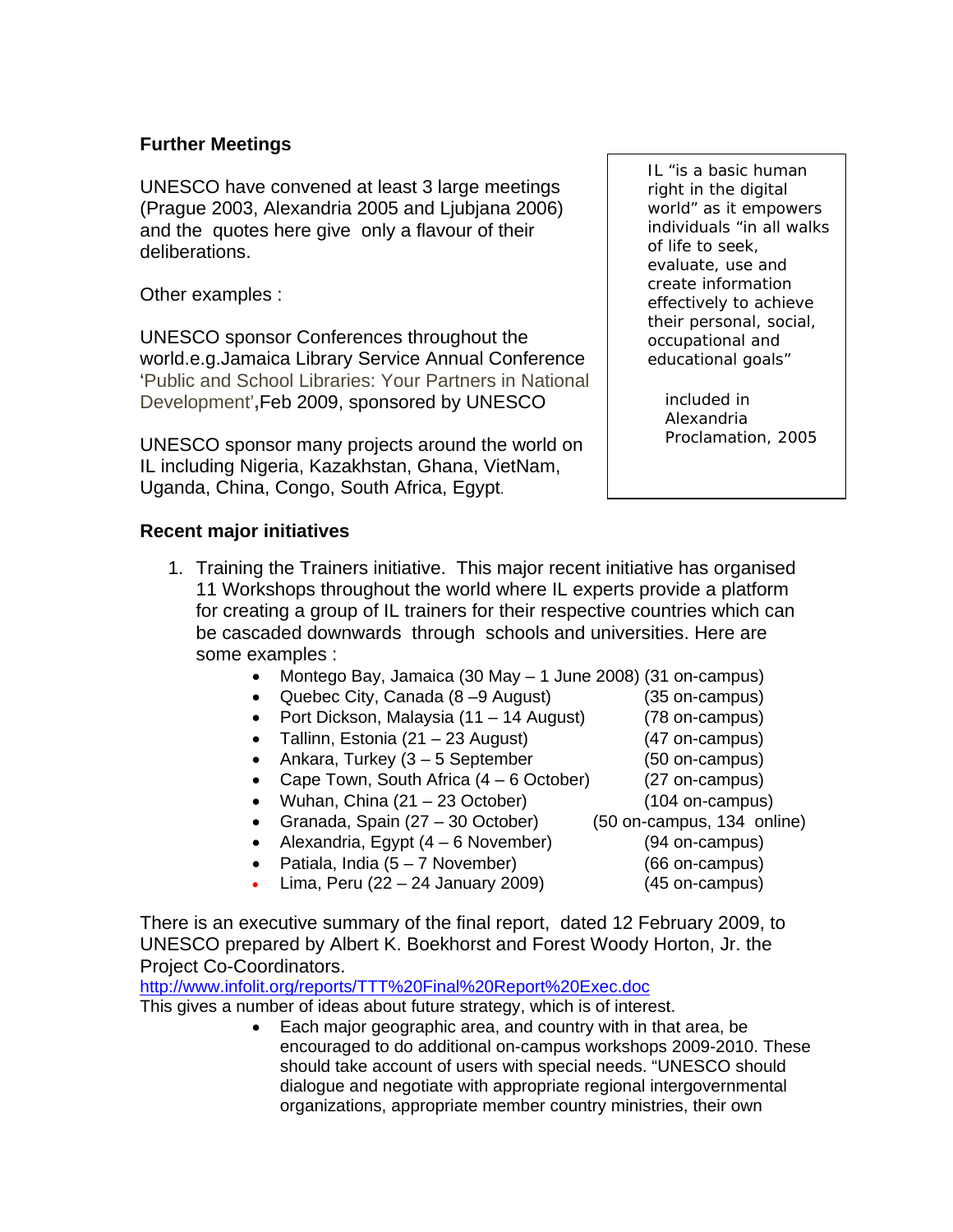## Further Meetings

UNESCO have convened at least 3 large meetings (Prague 2003, Alexandria 2005 and Ljubjana 2006) and the quotes here give only a flavour of their deliberations.

> IL "is a basic human right in the digital world" as it empowers individuals "in all walks of life to seek, evaluate, use and create information effectively to achieve their personal, social, occupational and educational goals"
>
> included in Alexandria Proclamation, 2005

Other examples :

UNESCO sponsor Conferences throughout the world.e.g.Jamaica Library Service Annual Conference 'Public and School Libraries: Your Partners in National Development', Feb 2009, sponsored by UNESCO

UNESCO sponsor many projects around the world on IL including Nigeria, Kazakhstan, Ghana, VietNam, Uganda, China, Congo, South Africa, Egypt.

## Recent major initiatives

1. Training the Trainers initiative. This major recent initiative has organised 11 Workshops throughout the world where IL experts provide a platform for creating a group of IL trainers for their respective countries which can be cascaded downwards through schools and universities. Here are some examples :
   - Montego Bay, Jamaica (30 May – 1 June 2008) (31 on-campus)
   - Quebec City, Canada (8 –9 August) (35 on-campus)
   - Port Dickson, Malaysia (11 – 14 August) (78 on-campus)
   - Tallinn, Estonia (21 – 23 August) (47 on-campus)
   - Ankara, Turkey (3 – 5 September (50 on-campus)
   - Cape Town, South Africa (4 – 6 October) (27 on-campus)
   - Wuhan, China (21 – 23 October) (104 on-campus)
   - Granada, Spain (27 – 30 October) (50 on-campus, 134 online)
   - Alexandria, Egypt (4 – 6 November) (94 on-campus)
   - Patiala, India (5 – 7 November) (66 on-campus)
   - Lima, Peru (22 – 24 January 2009) (45 on-campus)

There is an executive summary of the final report, dated 12 February 2009, to UNESCO prepared by Albert K. Boekhorst and Forest Woody Horton, Jr. the Project Co-Coordinators.

http://www.infolit.org/reports/TTT%20Final%20Report%20Exec.doc

This gives a number of ideas about future strategy, which is of interest.

- Each major geographic area, and country with in that area, be encouraged to do additional on-campus workshops 2009-2010. These should take account of users with special needs. "UNESCO should dialogue and negotiate with appropriate regional intergovernmental organizations, appropriate member country ministries, their own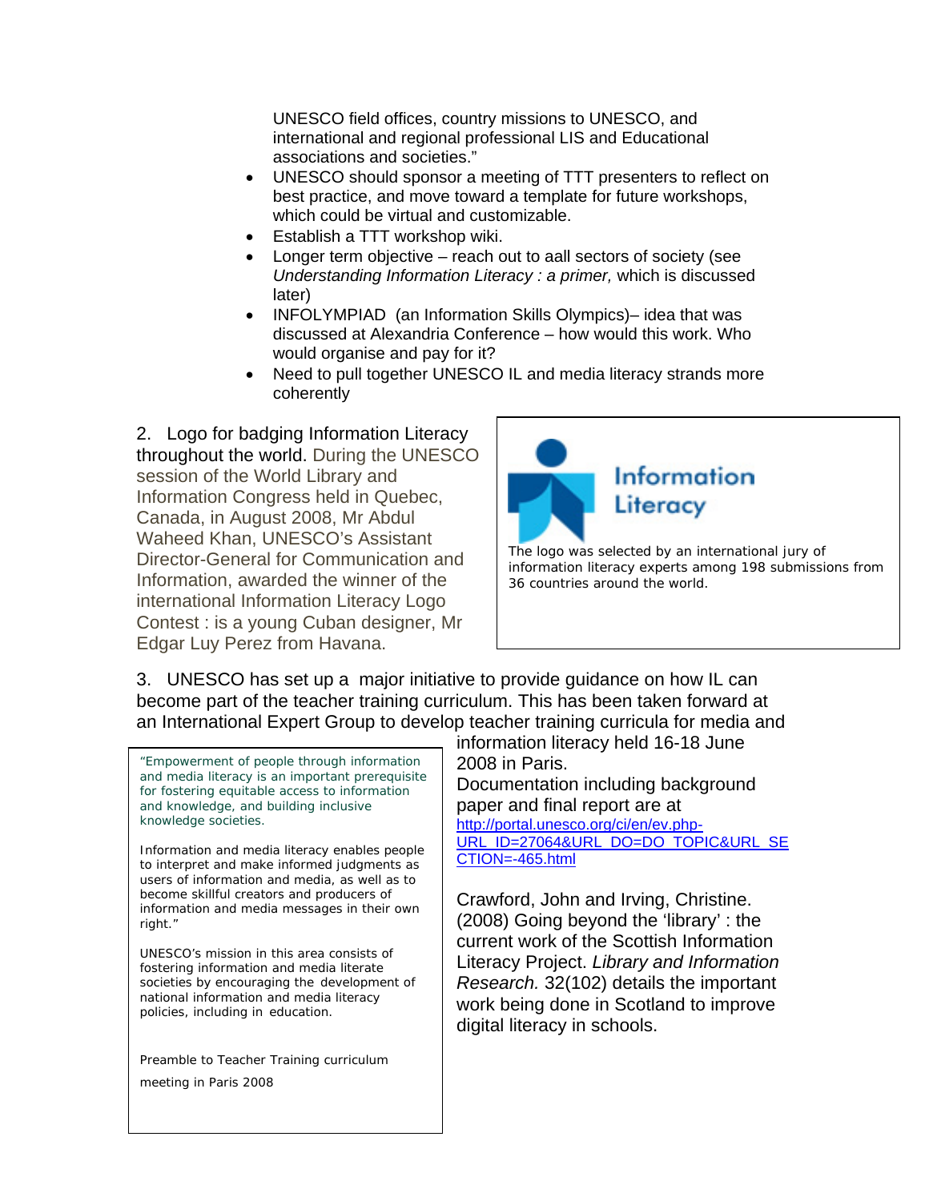UNESCO field offices, country missions to UNESCO, and international and regional professional LIS and Educational associations and societies."

- UNESCO should sponsor a meeting of TTT presenters to reflect on best practice, and move toward a template for future workshops, which could be virtual and customizable.
- Establish a TTT workshop wiki.
- Longer term objective – reach out to aall sectors of society (see *Understanding Information Literacy : a primer,* which is discussed later)
- INFOLYMPIAD (an Information Skills Olympics)– idea that was discussed at Alexandria Conference – how would this work. Who would organise and pay for it?
- Need to pull together UNESCO IL and media literacy strands more coherently

2. Logo for badging Information Literacy throughout the world. During the UNESCO session of the World Library and Information Congress held in Quebec, Canada, in August 2008, Mr Abdul Waheed Khan, UNESCO's Assistant Director-General for Communication and Information, awarded the winner of the international Information Literacy Logo Contest : is a young Cuban designer, Mr Edgar Luy Perez from Havana.

Information Literacy

The logo was selected by an international jury of information literacy experts among 198 submissions from 36 countries around the world.

3. UNESCO has set up a major initiative to provide guidance on how IL can become part of the teacher training curriculum. This has been taken forward at an International Expert Group to develop teacher training curricula for media and information literacy held 16-18 June 2008 in Paris.

Documentation including background paper and final report are at [http://portal.unesco.org/ci/en/ev.php-URL_ID=27064&URL_DO=DO_TOPIC&URL_SECTION=-465.html](http://portal.unesco.org/ci/en/ev.php-URL_ID=27064&URL_DO=DO_TOPIC&URL_SECTION=-465.html)

Crawford, John and Irving, Christine. (2008) Going beyond the 'library' : the current work of the Scottish Information Literacy Project. *Library and Information Research.* 32(102) details the important work being done in Scotland to improve digital literacy in schools.

> "Empowerment of people through information and media literacy is an important prerequisite for fostering equitable access to information and knowledge, and building inclusive knowledge societies.
>
> Information and media literacy enables people to interpret and make informed judgments as users of information and media, as well as to become skillful creators and producers of information and media messages in their own right."
>
> UNESCO's mission in this area consists of fostering information and media literate societies by encouraging the development of national information and media literacy policies, including in education.
>
> Preamble to Teacher Training curriculum meeting in Paris 2008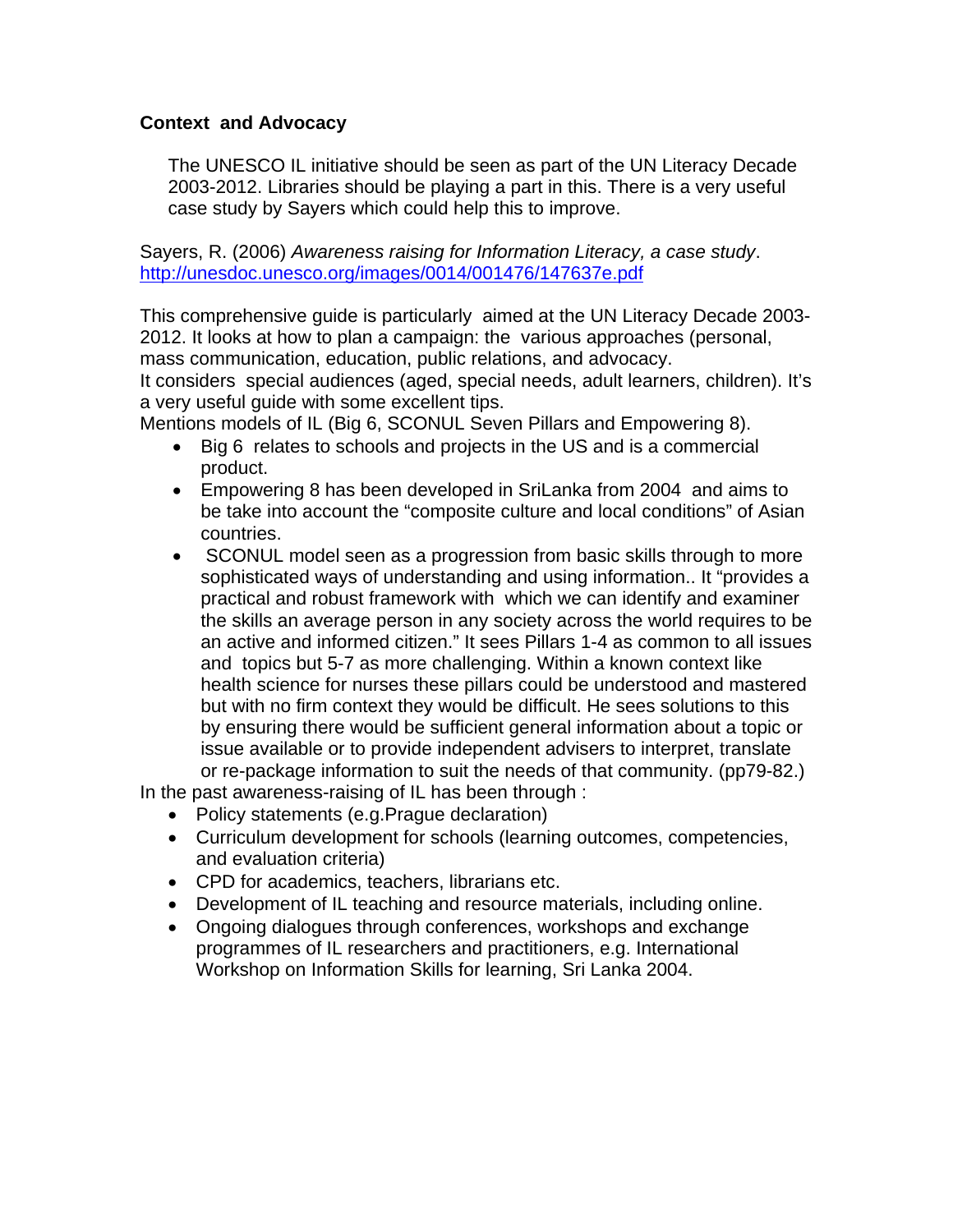**Context and Advocacy**

The UNESCO IL initiative should be seen as part of the UN Literacy Decade 2003-2012. Libraries should be playing a part in this. There is a very useful case study by Sayers which could help this to improve.

Sayers, R. (2006) *Awareness raising for Information Literacy, a case study*. http://unesdoc.unesco.org/images/0014/001476/147637e.pdf

This comprehensive guide is particularly aimed at the UN Literacy Decade 2003-2012. It looks at how to plan a campaign: the various approaches (personal, mass communication, education, public relations, and advocacy.
It considers special audiences (aged, special needs, adult learners, children). It's a very useful guide with some excellent tips.
Mentions models of IL (Big 6, SCONUL Seven Pillars and Empowering 8).

- Big 6 relates to schools and projects in the US and is a commercial product.
- Empowering 8 has been developed in SriLanka from 2004 and aims to be take into account the "composite culture and local conditions" of Asian countries.
- SCONUL model seen as a progression from basic skills through to more sophisticated ways of understanding and using information.. It "provides a practical and robust framework with which we can identify and examiner the skills an average person in any society across the world requires to be an active and informed citizen." It sees Pillars 1-4 as common to all issues and topics but 5-7 as more challenging. Within a known context like health science for nurses these pillars could be understood and mastered but with no firm context they would be difficult. He sees solutions to this by ensuring there would be sufficient general information about a topic or issue available or to provide independent advisers to interpret, translate or re-package information to suit the needs of that community. (pp79-82.)

In the past awareness-raising of IL has been through :

- Policy statements (e.g.Prague declaration)
- Curriculum development for schools (learning outcomes, competencies, and evaluation criteria)
- CPD for academics, teachers, librarians etc.
- Development of IL teaching and resource materials, including online.
- Ongoing dialogues through conferences, workshops and exchange programmes of IL researchers and practitioners, e.g. International Workshop on Information Skills for learning, Sri Lanka 2004.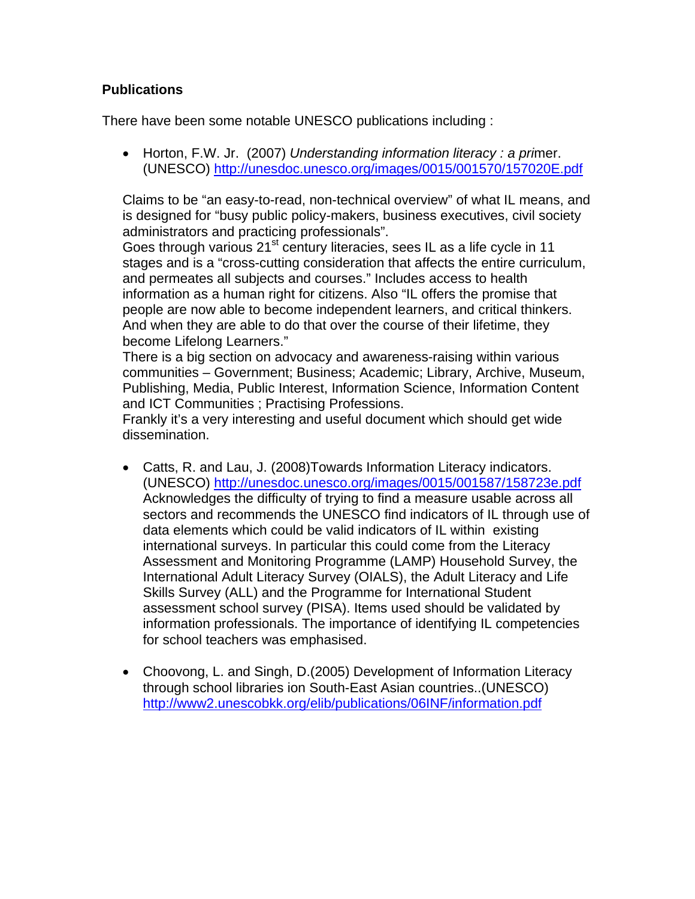**Publications**

There have been some notable UNESCO publications including :

- Horton, F.W. Jr. (2007) *Understanding information literacy : a primer*. (UNESCO) http://unesdoc.unesco.org/images/0015/001570/157020E.pdf

  Claims to be "an easy-to-read, non-technical overview" of what IL means, and is designed for "busy public policy-makers, business executives, civil society administrators and practicing professionals".
  Goes through various 21st century literacies, sees IL as a life cycle in 11 stages and is a "cross-cutting consideration that affects the entire curriculum, and permeates all subjects and courses." Includes access to health information as a human right for citizens. Also "IL offers the promise that people are now able to become independent learners, and critical thinkers. And when they are able to do that over the course of their lifetime, they become Lifelong Learners."
  There is a big section on advocacy and awareness-raising within various communities – Government; Business; Academic; Library, Archive, Museum, Publishing, Media, Public Interest, Information Science, Information Content and ICT Communities ; Practising Professions.
  Frankly it's a very interesting and useful document which should get wide dissemination.

- Catts, R. and Lau, J. (2008)Towards Information Literacy indicators. (UNESCO) http://unesdoc.unesco.org/images/0015/001587/158723e.pdf
  Acknowledges the difficulty of trying to find a measure usable across all sectors and recommends the UNESCO find indicators of IL through use of data elements which could be valid indicators of IL within existing international surveys. In particular this could come from the Literacy Assessment and Monitoring Programme (LAMP) Household Survey, the International Adult Literacy Survey (OIALS), the Adult Literacy and Life Skills Survey (ALL) and the Programme for International Student assessment school survey (PISA). Items used should be validated by information professionals. The importance of identifying IL competencies for school teachers was emphasised.

- Choovong, L. and Singh, D.(2005) Development of Information Literacy through school libraries ion South-East Asian countries..(UNESCO) http://www2.unescobkk.org/elib/publications/06INF/information.pdf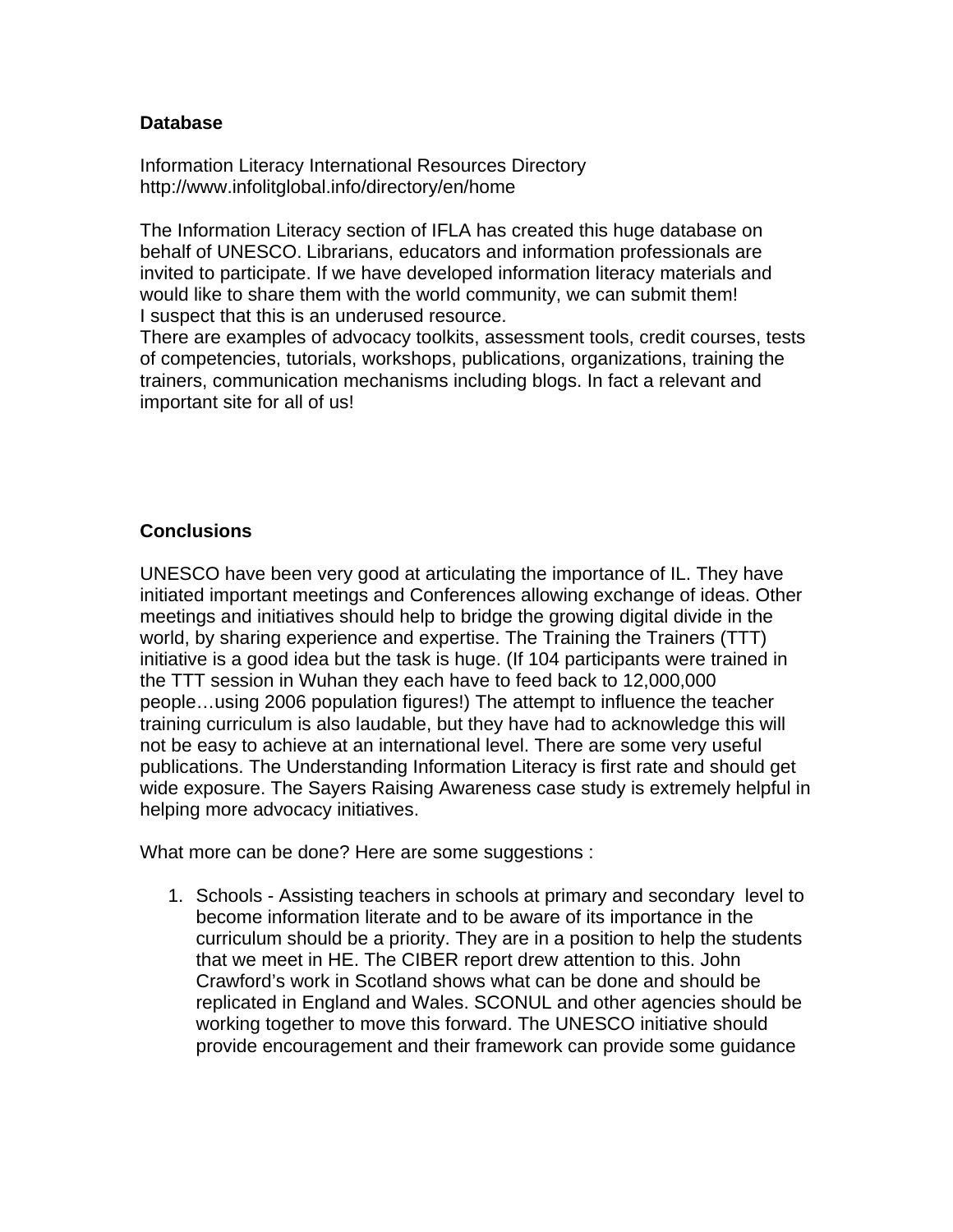**Database**

Information Literacy International Resources Directory
http://www.infolitglobal.info/directory/en/home

The Information Literacy section of IFLA has created this huge database on behalf of UNESCO. Librarians, educators and information professionals are invited to participate. If we have developed information literacy materials and would like to share them with the world community, we can submit them!
I suspect that this is an underused resource.
There are examples of advocacy toolkits, assessment tools, credit courses, tests of competencies, tutorials, workshops, publications, organizations, training the trainers, communication mechanisms including blogs. In fact a relevant and important site for all of us!

**Conclusions**

UNESCO have been very good at articulating the importance of IL. They have initiated important meetings and Conferences allowing exchange of ideas. Other meetings and initiatives should help to bridge the growing digital divide in the world, by sharing experience and expertise. The Training the Trainers (TTT) initiative is a good idea but the task is huge. (If 104 participants were trained in the TTT session in Wuhan they each have to feed back to 12,000,000 people…using 2006 population figures!) The attempt to influence the teacher training curriculum is also laudable, but they have had to acknowledge this will not be easy to achieve at an international level. There are some very useful publications. The Understanding Information Literacy is first rate and should get wide exposure. The Sayers Raising Awareness case study is extremely helpful in helping more advocacy initiatives.

What more can be done? Here are some suggestions :

1. Schools - Assisting teachers in schools at primary and secondary level to become information literate and to be aware of its importance in the curriculum should be a priority. They are in a position to help the students that we meet in HE. The CIBER report drew attention to this. John Crawford's work in Scotland shows what can be done and should be replicated in England and Wales. SCONUL and other agencies should be working together to move this forward. The UNESCO initiative should provide encouragement and their framework can provide some guidance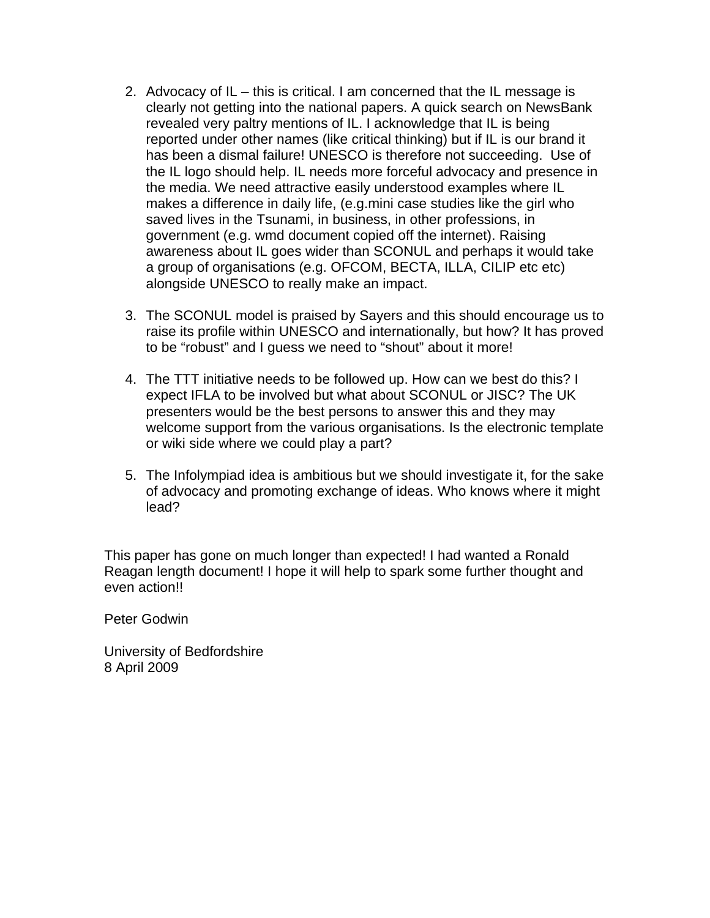2. Advocacy of IL – this is critical. I am concerned that the IL message is clearly not getting into the national papers. A quick search on NewsBank revealed very paltry mentions of IL. I acknowledge that IL is being reported under other names (like critical thinking) but if IL is our brand it has been a dismal failure! UNESCO is therefore not succeeding. Use of the IL logo should help. IL needs more forceful advocacy and presence in the media. We need attractive easily understood examples where IL makes a difference in daily life, (e.g.mini case studies like the girl who saved lives in the Tsunami, in business, in other professions, in government (e.g. wmd document copied off the internet). Raising awareness about IL goes wider than SCONUL and perhaps it would take a group of organisations (e.g. OFCOM, BECTA, ILLA, CILIP etc etc) alongside UNESCO to really make an impact.

3. The SCONUL model is praised by Sayers and this should encourage us to raise its profile within UNESCO and internationally, but how? It has proved to be "robust" and I guess we need to "shout" about it more!

4. The TTT initiative needs to be followed up. How can we best do this? I expect IFLA to be involved but what about SCONUL or JISC? The UK presenters would be the best persons to answer this and they may welcome support from the various organisations. Is the electronic template or wiki side where we could play a part?

5. The Infolympiad idea is ambitious but we should investigate it, for the sake of advocacy and promoting exchange of ideas. Who knows where it might lead?

This paper has gone on much longer than expected! I had wanted a Ronald Reagan length document! I hope it will help to spark some further thought and even action!!

Peter Godwin

University of Bedfordshire
8 April 2009